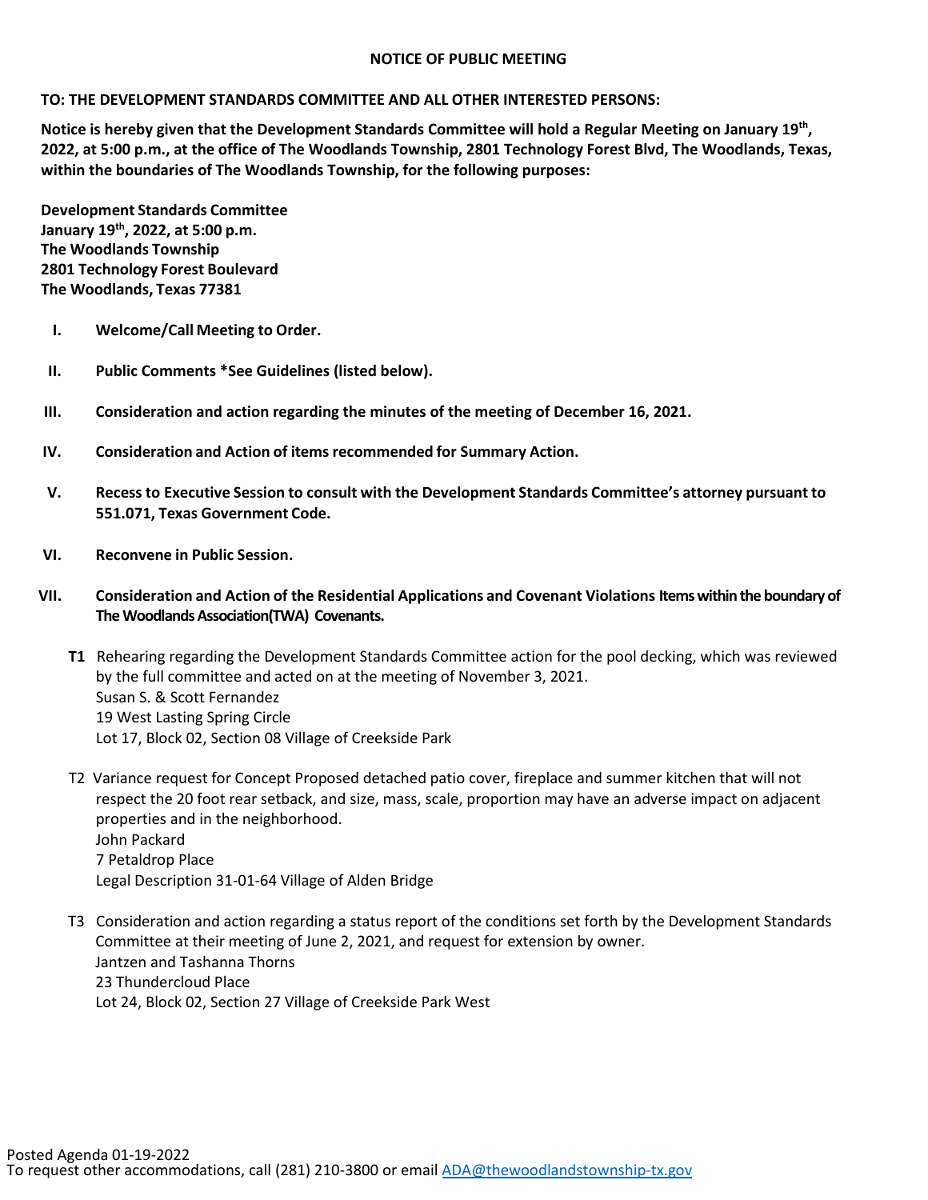**NOTICE OF PUBLIC MEETING**

**TO: THE DEVELOPMENT STANDARDS COMMITTEE AND ALL OTHER INTERESTED PERSONS:**

**Notice is hereby given that the Development Standards Committee will hold a Regular Meeting on January 19th, 2022, at 5:00 p.m., at the office of The Woodlands Township, 2801 Technology Forest Blvd, The Woodlands, Texas, within the boundaries of The Woodlands Township, for the following purposes:**

**Development Standards Committee**
**January 19th, 2022, at 5:00 p.m.**
**The Woodlands Township**
**2801 Technology Forest Boulevard**
**The Woodlands, Texas 77381**

**I. Welcome/Call Meeting to Order.**

**II. Public Comments *See Guidelines (listed below).**

**III. Consideration and action regarding the minutes of the meeting of December 16, 2021.**

**IV. Consideration and Action of items recommended for Summary Action.**

**V. Recess to Executive Session to consult with the Development Standards Committee's attorney pursuant to 551.071, Texas Government Code.**

**VI. Reconvene in Public Session.**

**VII. Consideration and Action of the Residential Applications and Covenant Violations Items within the boundary of The Woodlands Association(TWA) Covenants.**

**T1** Rehearing regarding the Development Standards Committee action for the pool decking, which was reviewed by the full committee and acted on at the meeting of November 3, 2021.
Susan S. & Scott Fernandez
19 West Lasting Spring Circle
Lot 17, Block 02, Section 08 Village of Creekside Park

T2 Variance request for Concept Proposed detached patio cover, fireplace and summer kitchen that will not respect the 20 foot rear setback, and size, mass, scale, proportion may have an adverse impact on adjacent properties and in the neighborhood.
John Packard
7 Petaldrop Place
Legal Description 31-01-64 Village of Alden Bridge

T3 Consideration and action regarding a status report of the conditions set forth by the Development Standards Committee at their meeting of June 2, 2021, and request for extension by owner.
Jantzen and Tashanna Thorns
23 Thundercloud Place
Lot 24, Block 02, Section 27 Village of Creekside Park West

Posted Agenda 01-19-2022
To request other accommodations, call (281) 210-3800 or email ADA@thewoodlandstownship-tx.gov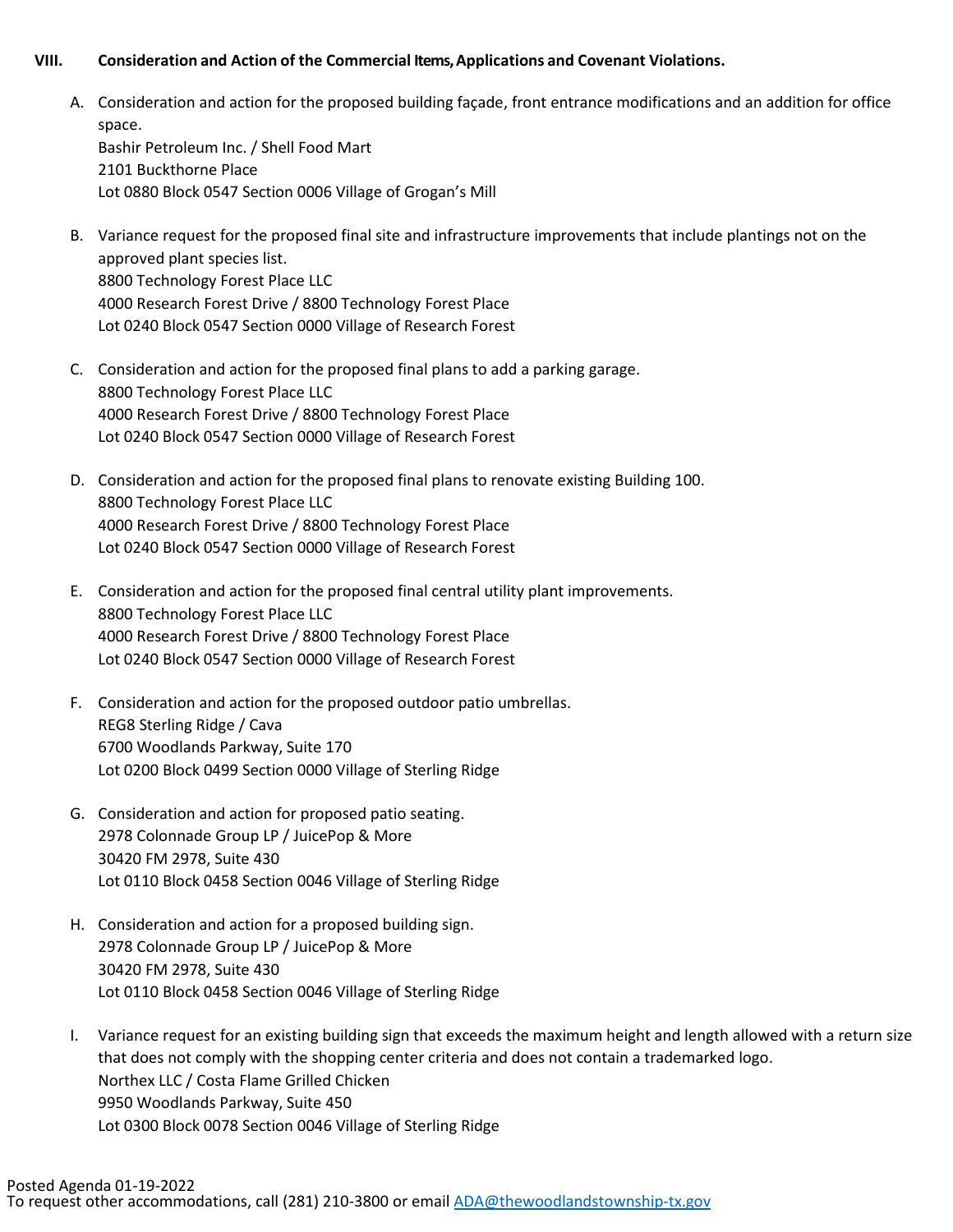## VIII. Consideration and Action of the Commercial Items, Applications and Covenant Violations.

A. Consideration and action for the proposed building façade, front entrance modifications and an addition for office space.
Bashir Petroleum Inc. / Shell Food Mart
2101 Buckthorne Place
Lot 0880 Block 0547 Section 0006 Village of Grogan's Mill

B. Variance request for the proposed final site and infrastructure improvements that include plantings not on the approved plant species list.
8800 Technology Forest Place LLC
4000 Research Forest Drive / 8800 Technology Forest Place
Lot 0240 Block 0547 Section 0000 Village of Research Forest

C. Consideration and action for the proposed final plans to add a parking garage.
8800 Technology Forest Place LLC
4000 Research Forest Drive / 8800 Technology Forest Place
Lot 0240 Block 0547 Section 0000 Village of Research Forest

D. Consideration and action for the proposed final plans to renovate existing Building 100.
8800 Technology Forest Place LLC
4000 Research Forest Drive / 8800 Technology Forest Place
Lot 0240 Block 0547 Section 0000 Village of Research Forest

E. Consideration and action for the proposed final central utility plant improvements.
8800 Technology Forest Place LLC
4000 Research Forest Drive / 8800 Technology Forest Place
Lot 0240 Block 0547 Section 0000 Village of Research Forest

F. Consideration and action for the proposed outdoor patio umbrellas.
REG8 Sterling Ridge / Cava
6700 Woodlands Parkway, Suite 170
Lot 0200 Block 0499 Section 0000 Village of Sterling Ridge

G. Consideration and action for proposed patio seating.
2978 Colonnade Group LP / JuicePop & More
30420 FM 2978, Suite 430
Lot 0110 Block 0458 Section 0046 Village of Sterling Ridge

H. Consideration and action for a proposed building sign.
2978 Colonnade Group LP / JuicePop & More
30420 FM 2978, Suite 430
Lot 0110 Block 0458 Section 0046 Village of Sterling Ridge

I. Variance request for an existing building sign that exceeds the maximum height and length allowed with a return size that does not comply with the shopping center criteria and does not contain a trademarked logo.
Northex LLC / Costa Flame Grilled Chicken
9950 Woodlands Parkway, Suite 450
Lot 0300 Block 0078 Section 0046 Village of Sterling Ridge

Posted Agenda 01-19-2022
To request other accommodations, call (281) 210-3800 or email ADA@thewoodlandstownship-tx.gov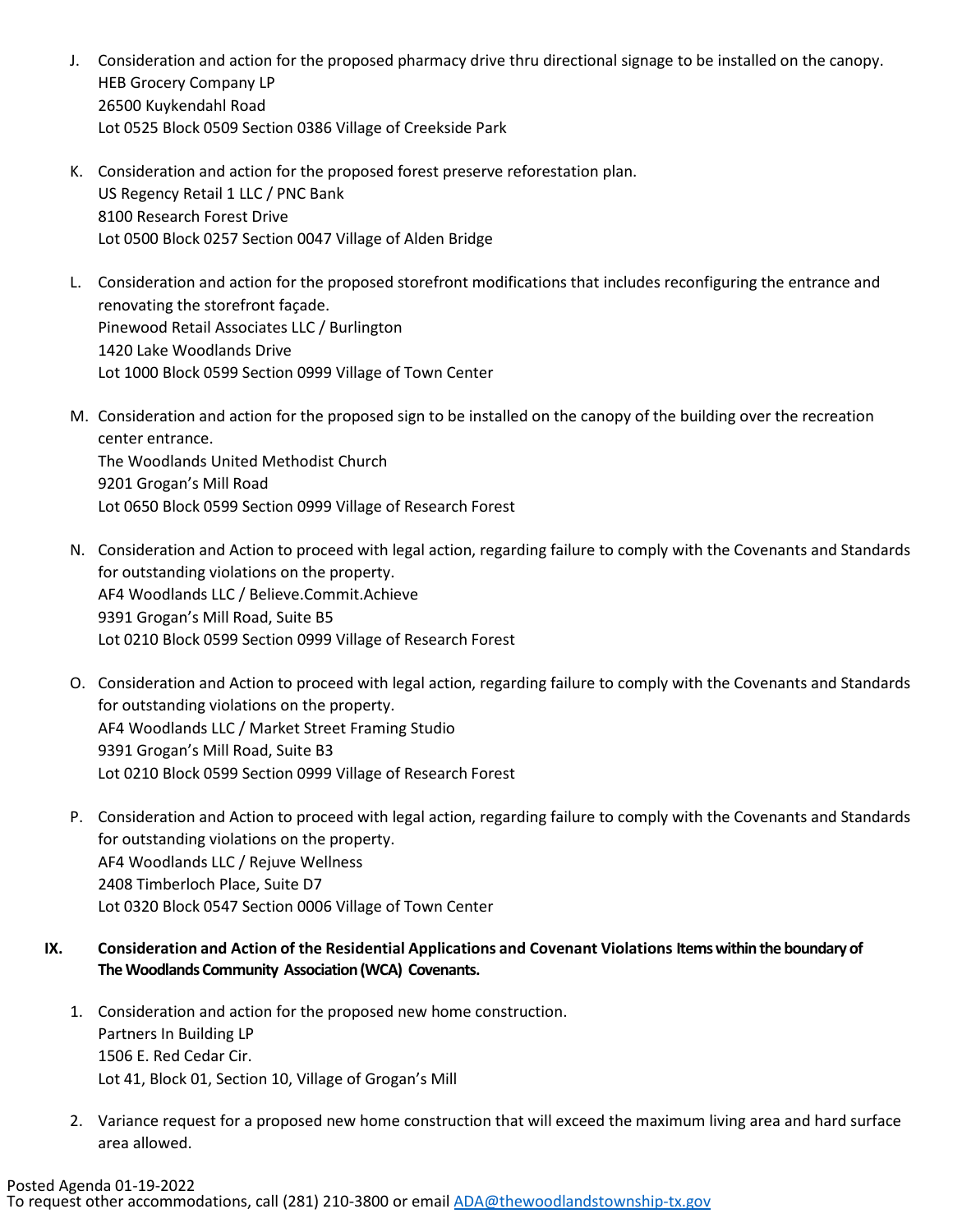J. Consideration and action for the proposed pharmacy drive thru directional signage to be installed on the canopy.
   HEB Grocery Company LP
   26500 Kuykendahl Road
   Lot 0525 Block 0509 Section 0386 Village of Creekside Park

K. Consideration and action for the proposed forest preserve reforestation plan.
   US Regency Retail 1 LLC / PNC Bank
   8100 Research Forest Drive
   Lot 0500 Block 0257 Section 0047 Village of Alden Bridge

L. Consideration and action for the proposed storefront modifications that includes reconfiguring the entrance and renovating the storefront façade.
   Pinewood Retail Associates LLC / Burlington
   1420 Lake Woodlands Drive
   Lot 1000 Block 0599 Section 0999 Village of Town Center

M. Consideration and action for the proposed sign to be installed on the canopy of the building over the recreation center entrance.
   The Woodlands United Methodist Church
   9201 Grogan's Mill Road
   Lot 0650 Block 0599 Section 0999 Village of Research Forest

N. Consideration and Action to proceed with legal action, regarding failure to comply with the Covenants and Standards for outstanding violations on the property.
   AF4 Woodlands LLC / Believe.Commit.Achieve
   9391 Grogan's Mill Road, Suite B5
   Lot 0210 Block 0599 Section 0999 Village of Research Forest

O. Consideration and Action to proceed with legal action, regarding failure to comply with the Covenants and Standards for outstanding violations on the property.
   AF4 Woodlands LLC / Market Street Framing Studio
   9391 Grogan's Mill Road, Suite B3
   Lot 0210 Block 0599 Section 0999 Village of Research Forest

P. Consideration and Action to proceed with legal action, regarding failure to comply with the Covenants and Standards for outstanding violations on the property.
   AF4 Woodlands LLC / Rejuve Wellness
   2408 Timberloch Place, Suite D7
   Lot 0320 Block 0547 Section 0006 Village of Town Center

**IX. Consideration and Action of the Residential Applications and Covenant Violations Items within the boundary of The Woodlands Community Association (WCA) Covenants.**

1. Consideration and action for the proposed new home construction.
   Partners In Building LP
   1506 E. Red Cedar Cir.
   Lot 41, Block 01, Section 10, Village of Grogan's Mill

2. Variance request for a proposed new home construction that will exceed the maximum living area and hard surface area allowed.

Posted Agenda 01-19-2022
To request other accommodations, call (281) 210-3800 or email ADA@thewoodlandstownship-tx.gov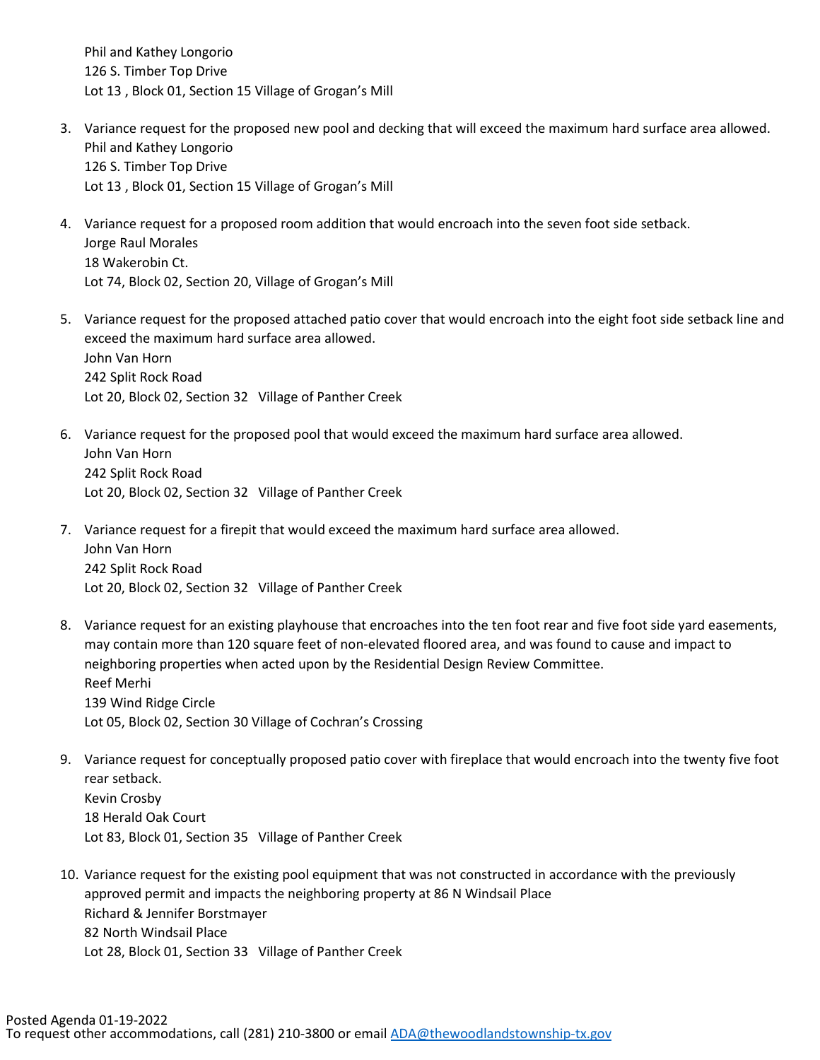Phil and Kathey Longorio
126 S. Timber Top Drive
Lot 13 , Block 01, Section 15 Village of Grogan's Mill

3. Variance request for the proposed new pool and decking that will exceed the maximum hard surface area allowed.
   Phil and Kathey Longorio
   126 S. Timber Top Drive
   Lot 13 , Block 01, Section 15 Village of Grogan's Mill

4. Variance request for a proposed room addition that would encroach into the seven foot side setback.
   Jorge Raul Morales
   18 Wakerobin Ct.
   Lot 74, Block 02, Section 20, Village of Grogan's Mill

5. Variance request for the proposed attached patio cover that would encroach into the eight foot side setback line and exceed the maximum hard surface area allowed.
   John Van Horn
   242 Split Rock Road
   Lot 20, Block 02, Section 32 Village of Panther Creek

6. Variance request for the proposed pool that would exceed the maximum hard surface area allowed.
   John Van Horn
   242 Split Rock Road
   Lot 20, Block 02, Section 32 Village of Panther Creek

7. Variance request for a firepit that would exceed the maximum hard surface area allowed.
   John Van Horn
   242 Split Rock Road
   Lot 20, Block 02, Section 32 Village of Panther Creek

8. Variance request for an existing playhouse that encroaches into the ten foot rear and five foot side yard easements, may contain more than 120 square feet of non-elevated floored area, and was found to cause and impact to neighboring properties when acted upon by the Residential Design Review Committee.
   Reef Merhi
   139 Wind Ridge Circle
   Lot 05, Block 02, Section 30 Village of Cochran's Crossing

9. Variance request for conceptually proposed patio cover with fireplace that would encroach into the twenty five foot rear setback.
   Kevin Crosby
   18 Herald Oak Court
   Lot 83, Block 01, Section 35 Village of Panther Creek

10. Variance request for the existing pool equipment that was not constructed in accordance with the previously approved permit and impacts the neighboring property at 86 N Windsail Place
    Richard & Jennifer Borstmayer
    82 North Windsail Place
    Lot 28, Block 01, Section 33 Village of Panther Creek

Posted Agenda 01-19-2022
To request other accommodations, call (281) 210-3800 or email ADA@thewoodlandstownship-tx.gov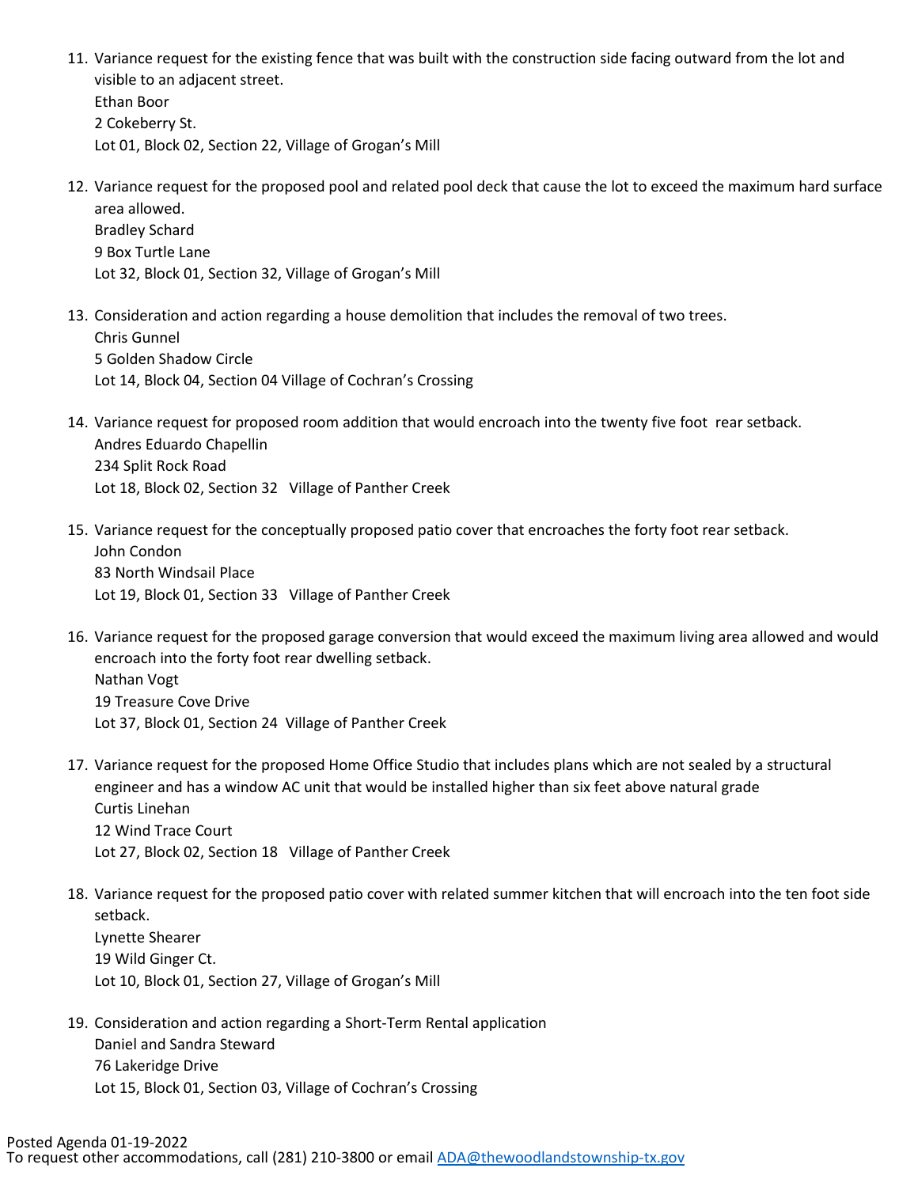11. Variance request for the existing fence that was built with the construction side facing outward from the lot and visible to an adjacent street.
    Ethan Boor
    2 Cokeberry St.
    Lot 01, Block 02, Section 22, Village of Grogan's Mill

12. Variance request for the proposed pool and related pool deck that cause the lot to exceed the maximum hard surface area allowed.
    Bradley Schard
    9 Box Turtle Lane
    Lot 32, Block 01, Section 32, Village of Grogan's Mill

13. Consideration and action regarding a house demolition that includes the removal of two trees.
    Chris Gunnel
    5 Golden Shadow Circle
    Lot 14, Block 04, Section 04 Village of Cochran's Crossing

14. Variance request for proposed room addition that would encroach into the twenty five foot rear setback.
    Andres Eduardo Chapellin
    234 Split Rock Road
    Lot 18, Block 02, Section 32 Village of Panther Creek

15. Variance request for the conceptually proposed patio cover that encroaches the forty foot rear setback.
    John Condon
    83 North Windsail Place
    Lot 19, Block 01, Section 33 Village of Panther Creek

16. Variance request for the proposed garage conversion that would exceed the maximum living area allowed and would encroach into the forty foot rear dwelling setback.
    Nathan Vogt
    19 Treasure Cove Drive
    Lot 37, Block 01, Section 24 Village of Panther Creek

17. Variance request for the proposed Home Office Studio that includes plans which are not sealed by a structural engineer and has a window AC unit that would be installed higher than six feet above natural grade
    Curtis Linehan
    12 Wind Trace Court
    Lot 27, Block 02, Section 18 Village of Panther Creek

18. Variance request for the proposed patio cover with related summer kitchen that will encroach into the ten foot side setback.
    Lynette Shearer
    19 Wild Ginger Ct.
    Lot 10, Block 01, Section 27, Village of Grogan's Mill

19. Consideration and action regarding a Short-Term Rental application
    Daniel and Sandra Steward
    76 Lakeridge Drive
    Lot 15, Block 01, Section 03, Village of Cochran's Crossing

Posted Agenda 01-19-2022
To request other accommodations, call (281) 210-3800 or email ADA@thewoodlandstownship-tx.gov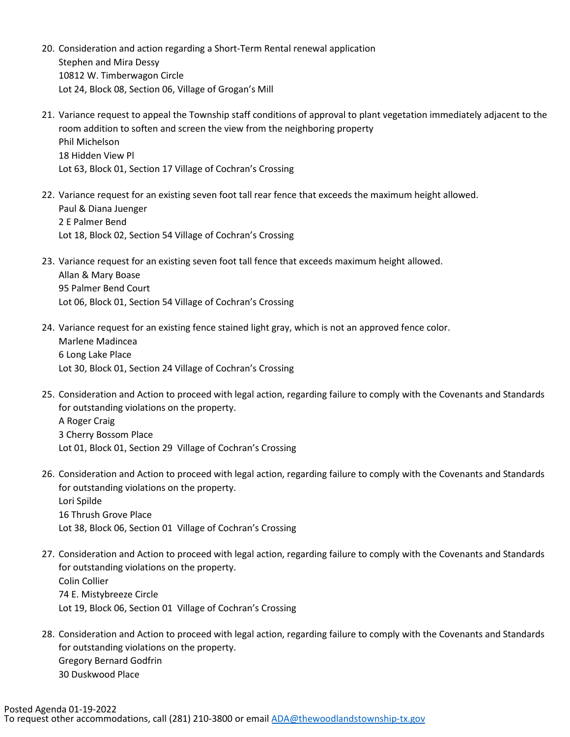20. Consideration and action regarding a Short-Term Rental renewal application
    Stephen and Mira Dessy
    10812 W. Timberwagon Circle
    Lot 24, Block 08, Section 06, Village of Grogan's Mill

21. Variance request to appeal the Township staff conditions of approval to plant vegetation immediately adjacent to the room addition to soften and screen the view from the neighboring property
    Phil Michelson
    18 Hidden View Pl
    Lot 63, Block 01, Section 17 Village of Cochran's Crossing

22. Variance request for an existing seven foot tall rear fence that exceeds the maximum height allowed.
    Paul & Diana Juenger
    2 E Palmer Bend
    Lot 18, Block 02, Section 54 Village of Cochran's Crossing

23. Variance request for an existing seven foot tall fence that exceeds maximum height allowed.
    Allan & Mary Boase
    95 Palmer Bend Court
    Lot 06, Block 01, Section 54 Village of Cochran's Crossing

24. Variance request for an existing fence stained light gray, which is not an approved fence color.
    Marlene Madincea
    6 Long Lake Place
    Lot 30, Block 01, Section 24 Village of Cochran's Crossing

25. Consideration and Action to proceed with legal action, regarding failure to comply with the Covenants and Standards for outstanding violations on the property.
    A Roger Craig
    3 Cherry Bossom Place
    Lot 01, Block 01, Section 29 Village of Cochran's Crossing

26. Consideration and Action to proceed with legal action, regarding failure to comply with the Covenants and Standards for outstanding violations on the property.
    Lori Spilde
    16 Thrush Grove Place
    Lot 38, Block 06, Section 01 Village of Cochran's Crossing

27. Consideration and Action to proceed with legal action, regarding failure to comply with the Covenants and Standards for outstanding violations on the property.
    Colin Collier
    74 E. Mistybreeze Circle
    Lot 19, Block 06, Section 01 Village of Cochran's Crossing

28. Consideration and Action to proceed with legal action, regarding failure to comply with the Covenants and Standards for outstanding violations on the property.
    Gregory Bernard Godfrin
    30 Duskwood Place

Posted Agenda 01-19-2022
To request other accommodations, call (281) 210-3800 or email ADA@thewoodlandstownship-tx.gov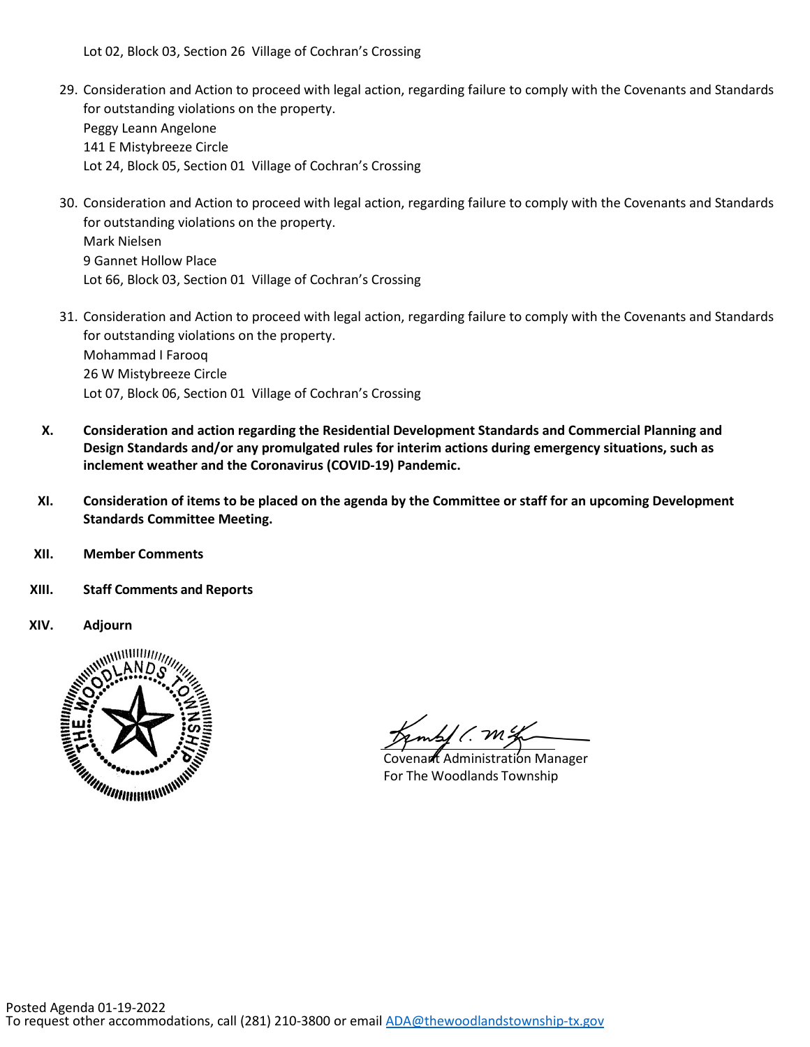Lot 02, Block 03, Section 26 Village of Cochran's Crossing

29. Consideration and Action to proceed with legal action, regarding failure to comply with the Covenants and Standards for outstanding violations on the property.
    Peggy Leann Angelone
    141 E Mistybreeze Circle
    Lot 24, Block 05, Section 01 Village of Cochran's Crossing

30. Consideration and Action to proceed with legal action, regarding failure to comply with the Covenants and Standards for outstanding violations on the property.
    Mark Nielsen
    9 Gannet Hollow Place
    Lot 66, Block 03, Section 01 Village of Cochran's Crossing

31. Consideration and Action to proceed with legal action, regarding failure to comply with the Covenants and Standards for outstanding violations on the property.
    Mohammad I Farooq
    26 W Mistybreeze Circle
    Lot 07, Block 06, Section 01 Village of Cochran's Crossing

**X. Consideration and action regarding the Residential Development Standards and Commercial Planning and Design Standards and/or any promulgated rules for interim actions during emergency situations, such as inclement weather and the Coronavirus (COVID-19) Pandemic.**

**XI. Consideration of items to be placed on the agenda by the Committee or staff for an upcoming Development Standards Committee Meeting.**

**XII. Member Comments**

**XIII. Staff Comments and Reports**

**XIV. Adjourn**

THE WOODLANDS TOWNSHIP

Covenant Administration Manager
For The Woodlands Township

Posted Agenda 01-19-2022
To request other accommodations, call (281) 210-3800 or email ADA@thewoodlandstownship-tx.gov